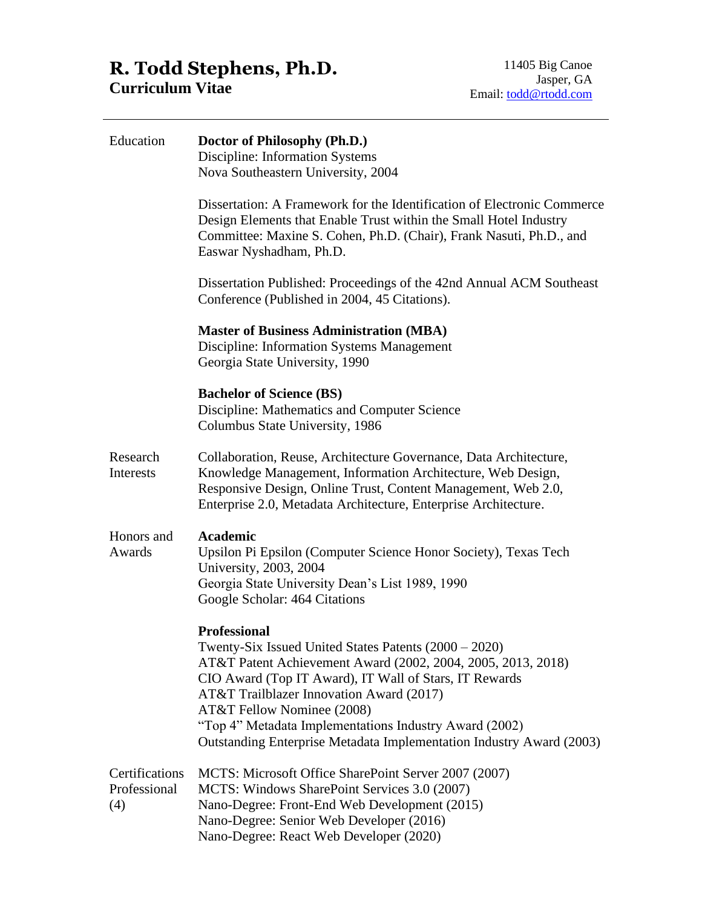# R. Todd Stephens, Ph.D.
**Curriculum Vitae**

11405 Big Canoe
Jasper, GA
Email: todd@rtodd.com

---

## Education

**Doctor of Philosophy (Ph.D.)**
Discipline: Information Systems
Nova Southeastern University, 2004

Dissertation: A Framework for the Identification of Electronic Commerce Design Elements that Enable Trust within the Small Hotel Industry
Committee: Maxine S. Cohen, Ph.D. (Chair), Frank Nasuti, Ph.D., and Easwar Nyshadham, Ph.D.

Dissertation Published: Proceedings of the 42nd Annual ACM Southeast Conference (Published in 2004, 45 Citations).

**Master of Business Administration (MBA)**
Discipline: Information Systems Management
Georgia State University, 1990

**Bachelor of Science (BS)**
Discipline: Mathematics and Computer Science
Columbus State University, 1986

## Research Interests

Collaboration, Reuse, Architecture Governance, Data Architecture, Knowledge Management, Information Architecture, Web Design, Responsive Design, Online Trust, Content Management, Web 2.0, Enterprise 2.0, Metadata Architecture, Enterprise Architecture.

## Honors and Awards

**Academic**
Upsilon Pi Epsilon (Computer Science Honor Society), Texas Tech University, 2003, 2004
Georgia State University Dean's List 1989, 1990
Google Scholar: 464 Citations

**Professional**
Twenty-Six Issued United States Patents (2000 – 2020)
AT&T Patent Achievement Award (2002, 2004, 2005, 2013, 2018)
CIO Award (Top IT Award), IT Wall of Stars, IT Rewards
AT&T Trailblazer Innovation Award (2017)
AT&T Fellow Nominee (2008)
"Top 4" Metadata Implementations Industry Award (2002)
Outstanding Enterprise Metadata Implementation Industry Award (2003)

## Certifications Professional (4)

MCTS: Microsoft Office SharePoint Server 2007 (2007)
MCTS: Windows SharePoint Services 3.0 (2007)
Nano-Degree: Front-End Web Development (2015)
Nano-Degree: Senior Web Developer (2016)
Nano-Degree: React Web Developer (2020)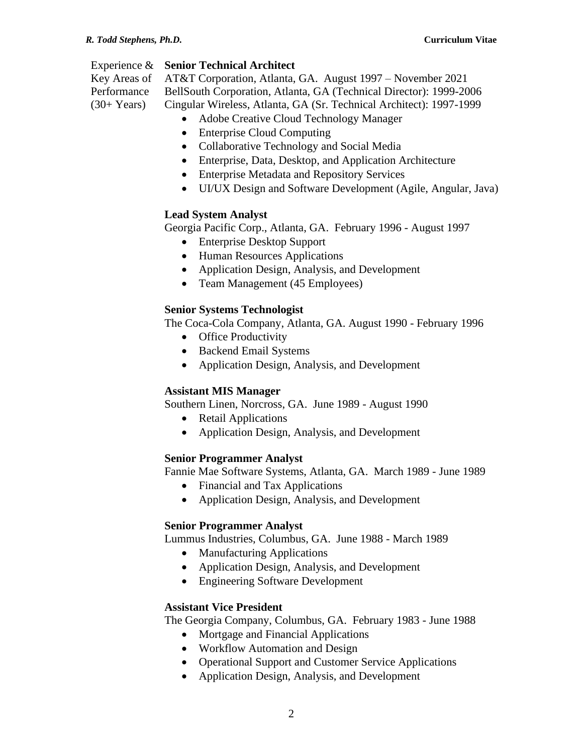Experience & Key Areas of Performance (30+ Years)

**Senior Technical Architect**
AT&T Corporation, Atlanta, GA. August 1997 – November 2021
BellSouth Corporation, Atlanta, GA (Technical Director): 1999-2006
Cingular Wireless, Atlanta, GA (Sr. Technical Architect): 1997-1999

- Adobe Creative Cloud Technology Manager
- Enterprise Cloud Computing
- Collaborative Technology and Social Media
- Enterprise, Data, Desktop, and Application Architecture
- Enterprise Metadata and Repository Services
- UI/UX Design and Software Development (Agile, Angular, Java)

**Lead System Analyst**
Georgia Pacific Corp., Atlanta, GA. February 1996 - August 1997

- Enterprise Desktop Support
- Human Resources Applications
- Application Design, Analysis, and Development
- Team Management (45 Employees)

**Senior Systems Technologist**
The Coca-Cola Company, Atlanta, GA. August 1990 - February 1996

- Office Productivity
- Backend Email Systems
- Application Design, Analysis, and Development

**Assistant MIS Manager**
Southern Linen, Norcross, GA. June 1989 - August 1990

- Retail Applications
- Application Design, Analysis, and Development

**Senior Programmer Analyst**
Fannie Mae Software Systems, Atlanta, GA. March 1989 - June 1989

- Financial and Tax Applications
- Application Design, Analysis, and Development

**Senior Programmer Analyst**
Lummus Industries, Columbus, GA. June 1988 - March 1989

- Manufacturing Applications
- Application Design, Analysis, and Development
- Engineering Software Development

**Assistant Vice President**
The Georgia Company, Columbus, GA. February 1983 - June 1988

- Mortgage and Financial Applications
- Workflow Automation and Design
- Operational Support and Customer Service Applications
- Application Design, Analysis, and Development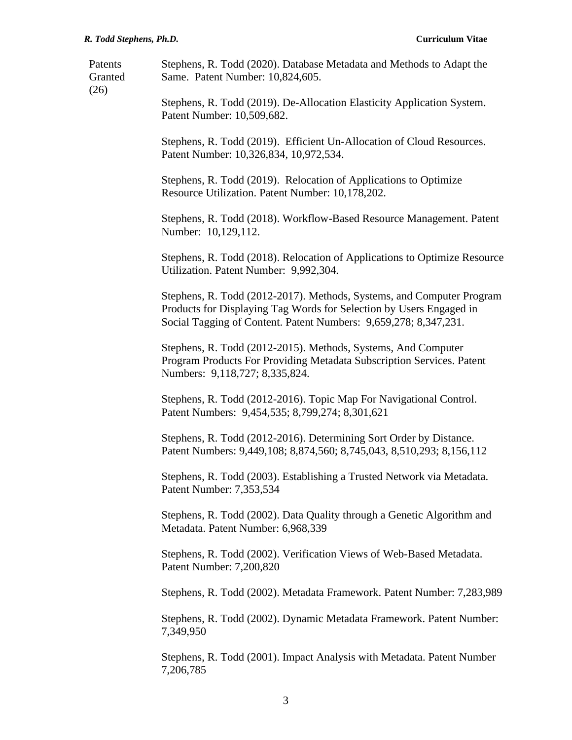**Patents Granted (26)**

Stephens, R. Todd (2020). Database Metadata and Methods to Adapt the Same. Patent Number: 10,824,605.

Stephens, R. Todd (2019). De-Allocation Elasticity Application System. Patent Number: 10,509,682.

Stephens, R. Todd (2019). Efficient Un-Allocation of Cloud Resources. Patent Number: 10,326,834, 10,972,534.

Stephens, R. Todd (2019). Relocation of Applications to Optimize Resource Utilization. Patent Number: 10,178,202.

Stephens, R. Todd (2018). Workflow-Based Resource Management. Patent Number: 10,129,112.

Stephens, R. Todd (2018). Relocation of Applications to Optimize Resource Utilization. Patent Number: 9,992,304.

Stephens, R. Todd (2012-2017). Methods, Systems, and Computer Program Products for Displaying Tag Words for Selection by Users Engaged in Social Tagging of Content. Patent Numbers: 9,659,278; 8,347,231.

Stephens, R. Todd (2012-2015). Methods, Systems, And Computer Program Products For Providing Metadata Subscription Services. Patent Numbers: 9,118,727; 8,335,824.

Stephens, R. Todd (2012-2016). Topic Map For Navigational Control. Patent Numbers: 9,454,535; 8,799,274; 8,301,621

Stephens, R. Todd (2012-2016). Determining Sort Order by Distance. Patent Numbers: 9,449,108; 8,874,560; 8,745,043, 8,510,293; 8,156,112

Stephens, R. Todd (2003). Establishing a Trusted Network via Metadata. Patent Number: 7,353,534

Stephens, R. Todd (2002). Data Quality through a Genetic Algorithm and Metadata. Patent Number: 6,968,339

Stephens, R. Todd (2002). Verification Views of Web-Based Metadata. Patent Number: 7,200,820

Stephens, R. Todd (2002). Metadata Framework. Patent Number: 7,283,989

Stephens, R. Todd (2002). Dynamic Metadata Framework. Patent Number: 7,349,950

Stephens, R. Todd (2001). Impact Analysis with Metadata. Patent Number 7,206,785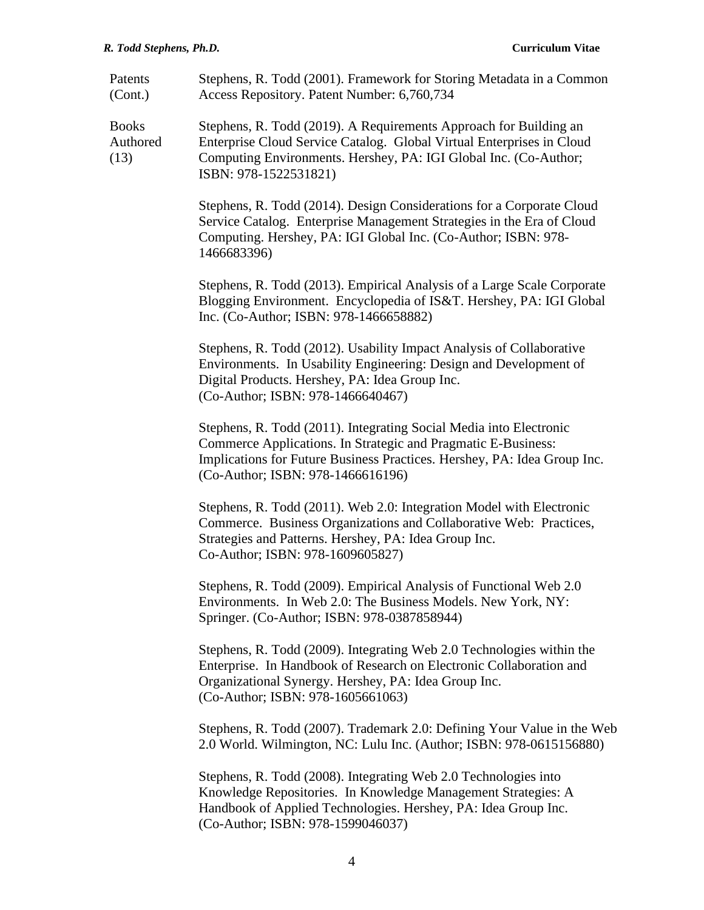**Patents (Cont.)**

Stephens, R. Todd (2001). Framework for Storing Metadata in a Common Access Repository. Patent Number: 6,760,734

**Books Authored (13)**

Stephens, R. Todd (2019). A Requirements Approach for Building an Enterprise Cloud Service Catalog. Global Virtual Enterprises in Cloud Computing Environments. Hershey, PA: IGI Global Inc. (Co-Author; ISBN: 978-1522531821)

Stephens, R. Todd (2014). Design Considerations for a Corporate Cloud Service Catalog. Enterprise Management Strategies in the Era of Cloud Computing. Hershey, PA: IGI Global Inc. (Co-Author; ISBN: 978-1466683396)

Stephens, R. Todd (2013). Empirical Analysis of a Large Scale Corporate Blogging Environment. Encyclopedia of IS&T. Hershey, PA: IGI Global Inc. (Co-Author; ISBN: 978-1466658882)

Stephens, R. Todd (2012). Usability Impact Analysis of Collaborative Environments. In Usability Engineering: Design and Development of Digital Products. Hershey, PA: Idea Group Inc. (Co-Author; ISBN: 978-1466640467)

Stephens, R. Todd (2011). Integrating Social Media into Electronic Commerce Applications. In Strategic and Pragmatic E-Business: Implications for Future Business Practices. Hershey, PA: Idea Group Inc. (Co-Author; ISBN: 978-1466616196)

Stephens, R. Todd (2011). Web 2.0: Integration Model with Electronic Commerce. Business Organizations and Collaborative Web: Practices, Strategies and Patterns. Hershey, PA: Idea Group Inc. Co-Author; ISBN: 978-1609605827)

Stephens, R. Todd (2009). Empirical Analysis of Functional Web 2.0 Environments. In Web 2.0: The Business Models. New York, NY: Springer. (Co-Author; ISBN: 978-0387858944)

Stephens, R. Todd (2009). Integrating Web 2.0 Technologies within the Enterprise. In Handbook of Research on Electronic Collaboration and Organizational Synergy. Hershey, PA: Idea Group Inc. (Co-Author; ISBN: 978-1605661063)

Stephens, R. Todd (2007). Trademark 2.0: Defining Your Value in the Web 2.0 World. Wilmington, NC: Lulu Inc. (Author; ISBN: 978-0615156880)

Stephens, R. Todd (2008). Integrating Web 2.0 Technologies into Knowledge Repositories. In Knowledge Management Strategies: A Handbook of Applied Technologies. Hershey, PA: Idea Group Inc. (Co-Author; ISBN: 978-1599046037)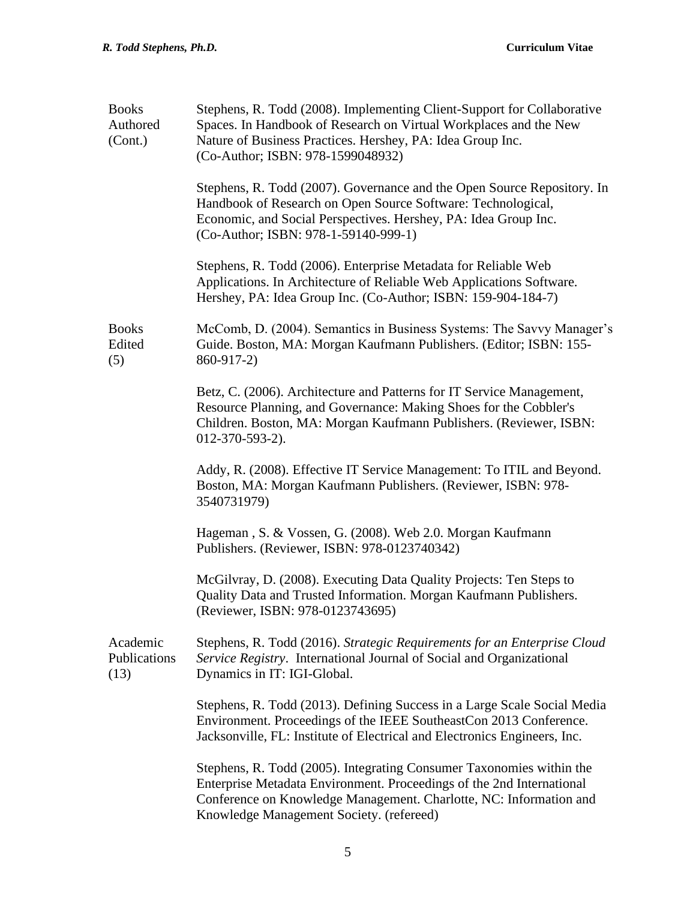| | |
|---|---|
| Books Authored (Cont.) | Stephens, R. Todd (2008). Implementing Client-Support for Collaborative Spaces. In Handbook of Research on Virtual Workplaces and the New Nature of Business Practices. Hershey, PA: Idea Group Inc. (Co-Author; ISBN: 978-1599048932) |
| | Stephens, R. Todd (2007). Governance and the Open Source Repository. In Handbook of Research on Open Source Software: Technological, Economic, and Social Perspectives. Hershey, PA: Idea Group Inc. (Co-Author; ISBN: 978-1-59140-999-1) |
| | Stephens, R. Todd (2006). Enterprise Metadata for Reliable Web Applications. In Architecture of Reliable Web Applications Software. Hershey, PA: Idea Group Inc. (Co-Author; ISBN: 159-904-184-7) |
| Books Edited (5) | McComb, D. (2004). Semantics in Business Systems: The Savvy Manager's Guide. Boston, MA: Morgan Kaufmann Publishers. (Editor; ISBN: 155-860-917-2) |
| | Betz, C. (2006). Architecture and Patterns for IT Service Management, Resource Planning, and Governance: Making Shoes for the Cobbler's Children. Boston, MA: Morgan Kaufmann Publishers. (Reviewer, ISBN: 012-370-593-2). |
| | Addy, R. (2008). Effective IT Service Management: To ITIL and Beyond. Boston, MA: Morgan Kaufmann Publishers. (Reviewer, ISBN: 978-3540731979) |
| | Hageman , S. & Vossen, G. (2008). Web 2.0. Morgan Kaufmann Publishers. (Reviewer, ISBN: 978-0123740342) |
| | McGilvray, D. (2008). Executing Data Quality Projects: Ten Steps to Quality Data and Trusted Information. Morgan Kaufmann Publishers. (Reviewer, ISBN: 978-0123743695) |
| Academic Publications (13) | Stephens, R. Todd (2016). *Strategic Requirements for an Enterprise Cloud Service Registry*. International Journal of Social and Organizational Dynamics in IT: IGI-Global. |
| | Stephens, R. Todd (2013). Defining Success in a Large Scale Social Media Environment. Proceedings of the IEEE SoutheastCon 2013 Conference. Jacksonville, FL: Institute of Electrical and Electronics Engineers, Inc. |
| | Stephens, R. Todd (2005). Integrating Consumer Taxonomies within the Enterprise Metadata Environment. Proceedings of the 2nd International Conference on Knowledge Management. Charlotte, NC: Information and Knowledge Management Society. (refereed) |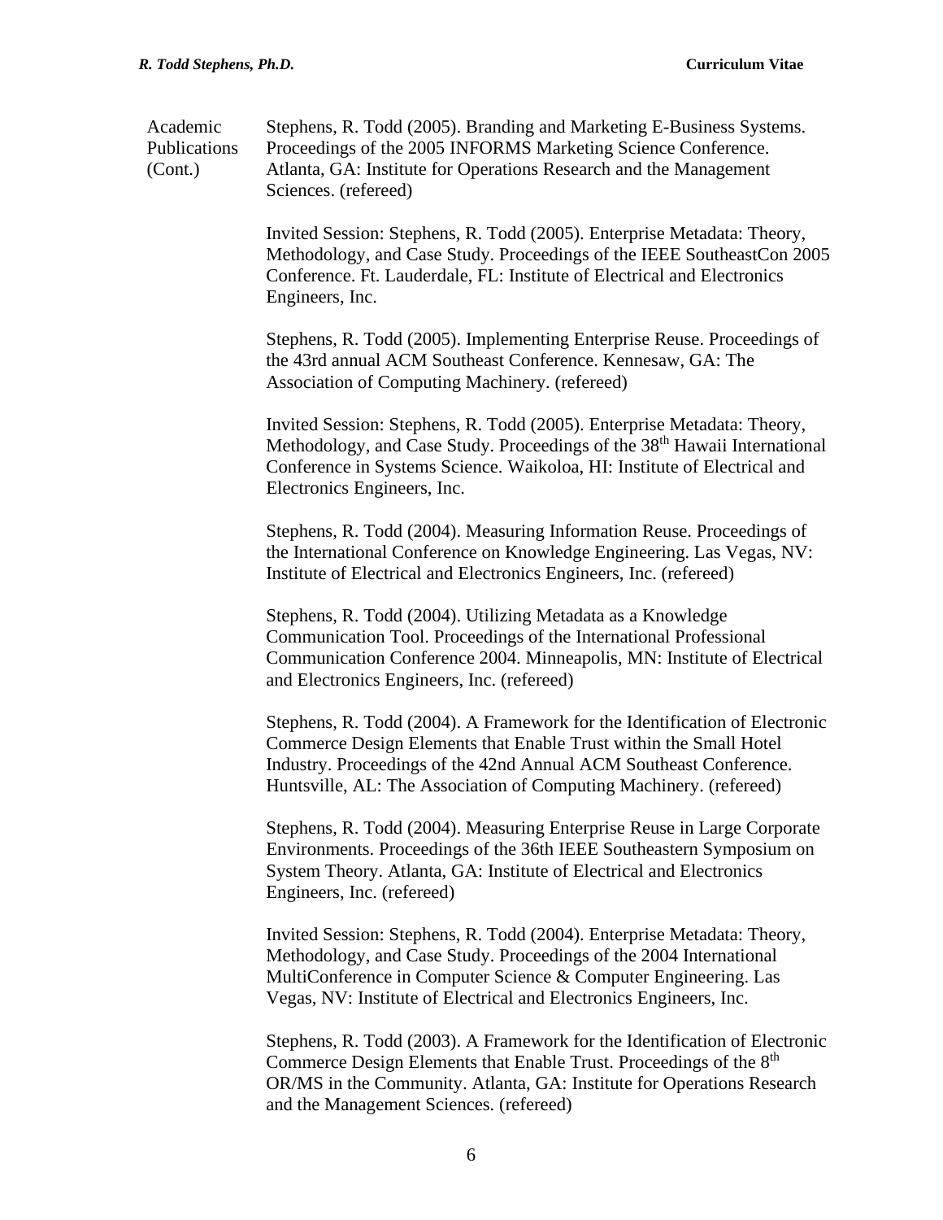Academic Publications (Cont.)

Stephens, R. Todd (2005). Branding and Marketing E-Business Systems. Proceedings of the 2005 INFORMS Marketing Science Conference. Atlanta, GA: Institute for Operations Research and the Management Sciences. (refereed)

Invited Session: Stephens, R. Todd (2005). Enterprise Metadata: Theory, Methodology, and Case Study. Proceedings of the IEEE SoutheastCon 2005 Conference. Ft. Lauderdale, FL: Institute of Electrical and Electronics Engineers, Inc.

Stephens, R. Todd (2005). Implementing Enterprise Reuse. Proceedings of the 43rd annual ACM Southeast Conference. Kennesaw, GA: The Association of Computing Machinery. (refereed)

Invited Session: Stephens, R. Todd (2005). Enterprise Metadata: Theory, Methodology, and Case Study. Proceedings of the 38th Hawaii International Conference in Systems Science. Waikoloa, HI: Institute of Electrical and Electronics Engineers, Inc.

Stephens, R. Todd (2004). Measuring Information Reuse. Proceedings of the International Conference on Knowledge Engineering. Las Vegas, NV: Institute of Electrical and Electronics Engineers, Inc. (refereed)

Stephens, R. Todd (2004). Utilizing Metadata as a Knowledge Communication Tool. Proceedings of the International Professional Communication Conference 2004. Minneapolis, MN: Institute of Electrical and Electronics Engineers, Inc. (refereed)

Stephens, R. Todd (2004). A Framework for the Identification of Electronic Commerce Design Elements that Enable Trust within the Small Hotel Industry. Proceedings of the 42nd Annual ACM Southeast Conference. Huntsville, AL: The Association of Computing Machinery. (refereed)

Stephens, R. Todd (2004). Measuring Enterprise Reuse in Large Corporate Environments. Proceedings of the 36th IEEE Southeastern Symposium on System Theory. Atlanta, GA: Institute of Electrical and Electronics Engineers, Inc. (refereed)

Invited Session: Stephens, R. Todd (2004). Enterprise Metadata: Theory, Methodology, and Case Study. Proceedings of the 2004 International MultiConference in Computer Science & Computer Engineering. Las Vegas, NV: Institute of Electrical and Electronics Engineers, Inc.

Stephens, R. Todd (2003). A Framework for the Identification of Electronic Commerce Design Elements that Enable Trust. Proceedings of the 8th OR/MS in the Community. Atlanta, GA: Institute for Operations Research and the Management Sciences. (refereed)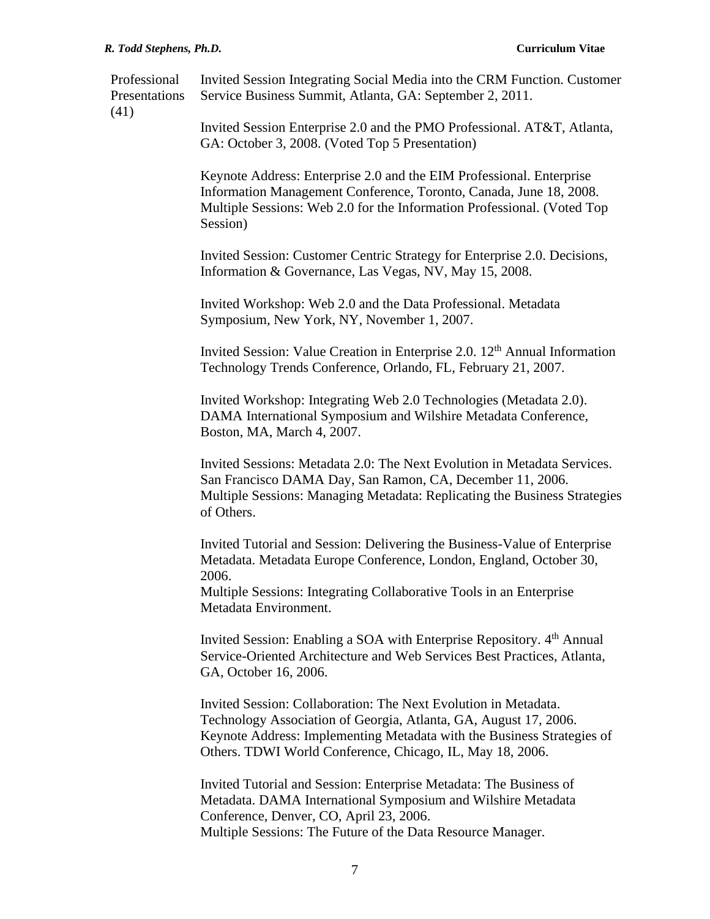**Professional Presentations (41)**

Invited Session Integrating Social Media into the CRM Function. Customer Service Business Summit, Atlanta, GA: September 2, 2011.

Invited Session Enterprise 2.0 and the PMO Professional. AT&T, Atlanta, GA: October 3, 2008. (Voted Top 5 Presentation)

Keynote Address: Enterprise 2.0 and the EIM Professional. Enterprise Information Management Conference, Toronto, Canada, June 18, 2008. Multiple Sessions: Web 2.0 for the Information Professional. (Voted Top Session)

Invited Session: Customer Centric Strategy for Enterprise 2.0. Decisions, Information & Governance, Las Vegas, NV, May 15, 2008.

Invited Workshop: Web 2.0 and the Data Professional. Metadata Symposium, New York, NY, November 1, 2007.

Invited Session: Value Creation in Enterprise 2.0. 12th Annual Information Technology Trends Conference, Orlando, FL, February 21, 2007.

Invited Workshop: Integrating Web 2.0 Technologies (Metadata 2.0). DAMA International Symposium and Wilshire Metadata Conference, Boston, MA, March 4, 2007.

Invited Sessions: Metadata 2.0: The Next Evolution in Metadata Services. San Francisco DAMA Day, San Ramon, CA, December 11, 2006.
Multiple Sessions: Managing Metadata: Replicating the Business Strategies of Others.

Invited Tutorial and Session: Delivering the Business-Value of Enterprise Metadata. Metadata Europe Conference, London, England, October 30, 2006.
Multiple Sessions: Integrating Collaborative Tools in an Enterprise Metadata Environment.

Invited Session: Enabling a SOA with Enterprise Repository. 4th Annual Service-Oriented Architecture and Web Services Best Practices, Atlanta, GA, October 16, 2006.

Invited Session: Collaboration: The Next Evolution in Metadata. Technology Association of Georgia, Atlanta, GA, August 17, 2006.
Keynote Address: Implementing Metadata with the Business Strategies of Others. TDWI World Conference, Chicago, IL, May 18, 2006.

Invited Tutorial and Session: Enterprise Metadata: The Business of Metadata. DAMA International Symposium and Wilshire Metadata Conference, Denver, CO, April 23, 2006.
Multiple Sessions: The Future of the Data Resource Manager.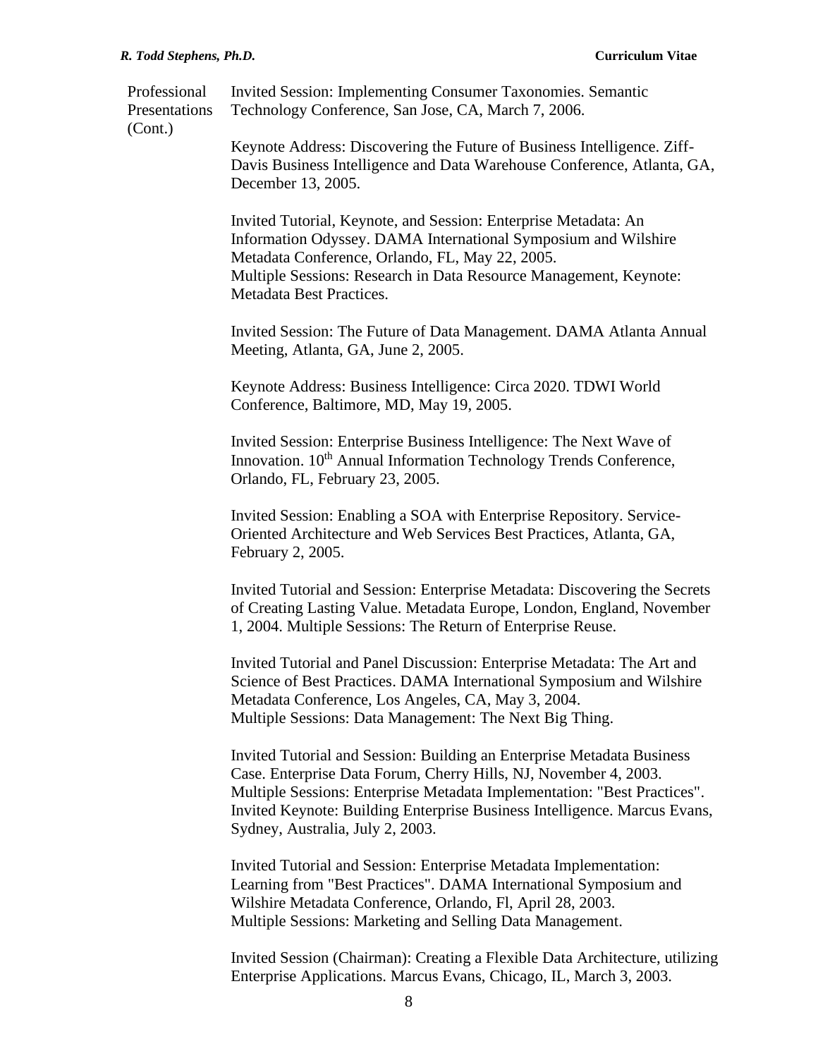**Professional Presentations (Cont.)**

Invited Session: Implementing Consumer Taxonomies. Semantic Technology Conference, San Jose, CA, March 7, 2006.

Keynote Address: Discovering the Future of Business Intelligence. Ziff-Davis Business Intelligence and Data Warehouse Conference, Atlanta, GA, December 13, 2005.

Invited Tutorial, Keynote, and Session: Enterprise Metadata: An Information Odyssey. DAMA International Symposium and Wilshire Metadata Conference, Orlando, FL, May 22, 2005.
Multiple Sessions: Research in Data Resource Management, Keynote: Metadata Best Practices.

Invited Session: The Future of Data Management. DAMA Atlanta Annual Meeting, Atlanta, GA, June 2, 2005.

Keynote Address: Business Intelligence: Circa 2020. TDWI World Conference, Baltimore, MD, May 19, 2005.

Invited Session: Enterprise Business Intelligence: The Next Wave of Innovation. 10th Annual Information Technology Trends Conference, Orlando, FL, February 23, 2005.

Invited Session: Enabling a SOA with Enterprise Repository. Service-Oriented Architecture and Web Services Best Practices, Atlanta, GA, February 2, 2005.

Invited Tutorial and Session: Enterprise Metadata: Discovering the Secrets of Creating Lasting Value. Metadata Europe, London, England, November 1, 2004. Multiple Sessions: The Return of Enterprise Reuse.

Invited Tutorial and Panel Discussion: Enterprise Metadata: The Art and Science of Best Practices. DAMA International Symposium and Wilshire Metadata Conference, Los Angeles, CA, May 3, 2004.
Multiple Sessions: Data Management: The Next Big Thing.

Invited Tutorial and Session: Building an Enterprise Metadata Business Case. Enterprise Data Forum, Cherry Hills, NJ, November 4, 2003.
Multiple Sessions: Enterprise Metadata Implementation: "Best Practices".
Invited Keynote: Building Enterprise Business Intelligence. Marcus Evans, Sydney, Australia, July 2, 2003.

Invited Tutorial and Session: Enterprise Metadata Implementation: Learning from "Best Practices". DAMA International Symposium and Wilshire Metadata Conference, Orlando, Fl, April 28, 2003.
Multiple Sessions: Marketing and Selling Data Management.

Invited Session (Chairman): Creating a Flexible Data Architecture, utilizing Enterprise Applications. Marcus Evans, Chicago, IL, March 3, 2003.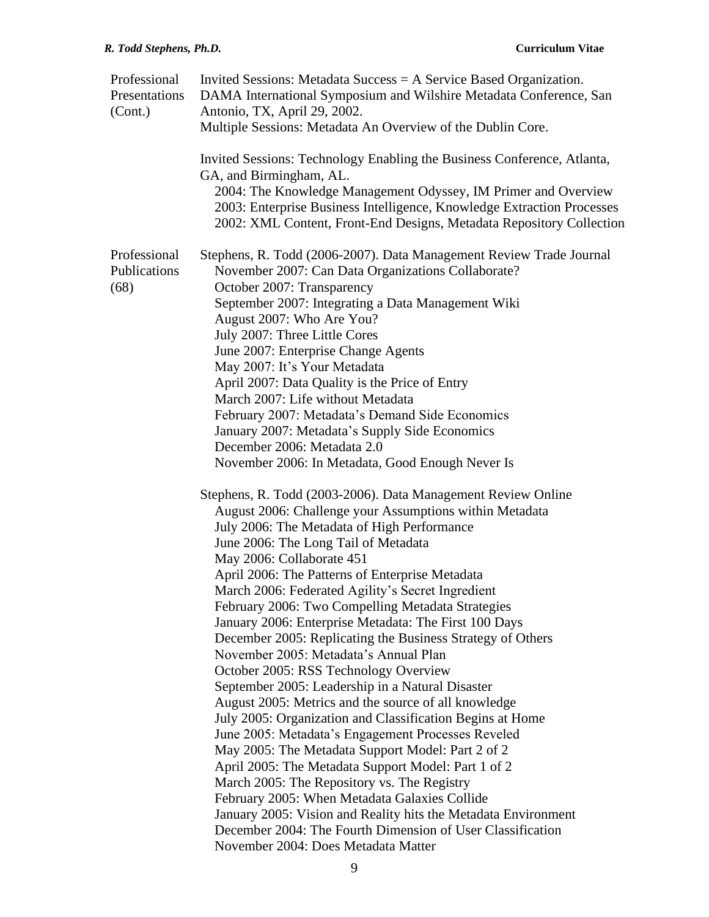**Professional Presentations (Cont.)**

Invited Sessions: Metadata Success = A Service Based Organization. DAMA International Symposium and Wilshire Metadata Conference, San Antonio, TX, April 29, 2002.
Multiple Sessions: Metadata An Overview of the Dublin Core.

Invited Sessions: Technology Enabling the Business Conference, Atlanta, GA, and Birmingham, AL.
- 2004: The Knowledge Management Odyssey, IM Primer and Overview
- 2003: Enterprise Business Intelligence, Knowledge Extraction Processes
- 2002: XML Content, Front-End Designs, Metadata Repository Collection

**Professional Publications (68)**

Stephens, R. Todd (2006-2007). Data Management Review Trade Journal
- November 2007: Can Data Organizations Collaborate?
- October 2007: Transparency
- September 2007: Integrating a Data Management Wiki
- August 2007: Who Are You?
- July 2007: Three Little Cores
- June 2007: Enterprise Change Agents
- May 2007: It's Your Metadata
- April 2007: Data Quality is the Price of Entry
- March 2007: Life without Metadata
- February 2007: Metadata's Demand Side Economics
- January 2007: Metadata's Supply Side Economics
- December 2006: Metadata 2.0
- November 2006: In Metadata, Good Enough Never Is

Stephens, R. Todd (2003-2006). Data Management Review Online
- August 2006: Challenge your Assumptions within Metadata
- July 2006: The Metadata of High Performance
- June 2006: The Long Tail of Metadata
- May 2006: Collaborate 451
- April 2006: The Patterns of Enterprise Metadata
- March 2006: Federated Agility's Secret Ingredient
- February 2006: Two Compelling Metadata Strategies
- January 2006: Enterprise Metadata: The First 100 Days
- December 2005: Replicating the Business Strategy of Others
- November 2005: Metadata's Annual Plan
- October 2005: RSS Technology Overview
- September 2005: Leadership in a Natural Disaster
- August 2005: Metrics and the source of all knowledge
- July 2005: Organization and Classification Begins at Home
- June 2005: Metadata's Engagement Processes Reveled
- May 2005: The Metadata Support Model: Part 2 of 2
- April 2005: The Metadata Support Model: Part 1 of 2
- March 2005: The Repository vs. The Registry
- February 2005: When Metadata Galaxies Collide
- January 2005: Vision and Reality hits the Metadata Environment
- December 2004: The Fourth Dimension of User Classification
- November 2004: Does Metadata Matter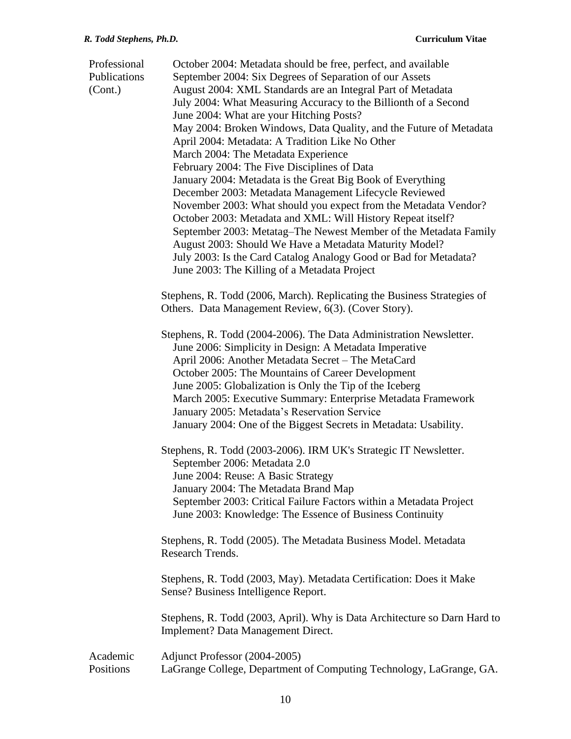**Professional Publications (Cont.)**

October 2004: Metadata should be free, perfect, and available
September 2004: Six Degrees of Separation of our Assets
August 2004: XML Standards are an Integral Part of Metadata
July 2004: What Measuring Accuracy to the Billionth of a Second
June 2004: What are your Hitching Posts?
May 2004: Broken Windows, Data Quality, and the Future of Metadata
April 2004: Metadata: A Tradition Like No Other
March 2004: The Metadata Experience
February 2004: The Five Disciplines of Data
January 2004: Metadata is the Great Big Book of Everything
December 2003: Metadata Management Lifecycle Reviewed
November 2003: What should you expect from the Metadata Vendor?
October 2003: Metadata and XML: Will History Repeat itself?
September 2003: Metatag–The Newest Member of the Metadata Family
August 2003: Should We Have a Metadata Maturity Model?
July 2003: Is the Card Catalog Analogy Good or Bad for Metadata?
June 2003: The Killing of a Metadata Project

Stephens, R. Todd (2006, March). Replicating the Business Strategies of Others. Data Management Review, 6(3). (Cover Story).

Stephens, R. Todd (2004-2006). The Data Administration Newsletter.
June 2006: Simplicity in Design: A Metadata Imperative
April 2006: Another Metadata Secret – The MetaCard
October 2005: The Mountains of Career Development
June 2005: Globalization is Only the Tip of the Iceberg
March 2005: Executive Summary: Enterprise Metadata Framework
January 2005: Metadata's Reservation Service
January 2004: One of the Biggest Secrets in Metadata: Usability.

Stephens, R. Todd (2003-2006). IRM UK's Strategic IT Newsletter.
September 2006: Metadata 2.0
June 2004: Reuse: A Basic Strategy
January 2004: The Metadata Brand Map
September 2003: Critical Failure Factors within a Metadata Project
June 2003: Knowledge: The Essence of Business Continuity

Stephens, R. Todd (2005). The Metadata Business Model. Metadata Research Trends.

Stephens, R. Todd (2003, May). Metadata Certification: Does it Make Sense? Business Intelligence Report.

Stephens, R. Todd (2003, April). Why is Data Architecture so Darn Hard to Implement? Data Management Direct.

**Academic Positions**

Adjunct Professor (2004-2005)
LaGrange College, Department of Computing Technology, LaGrange, GA.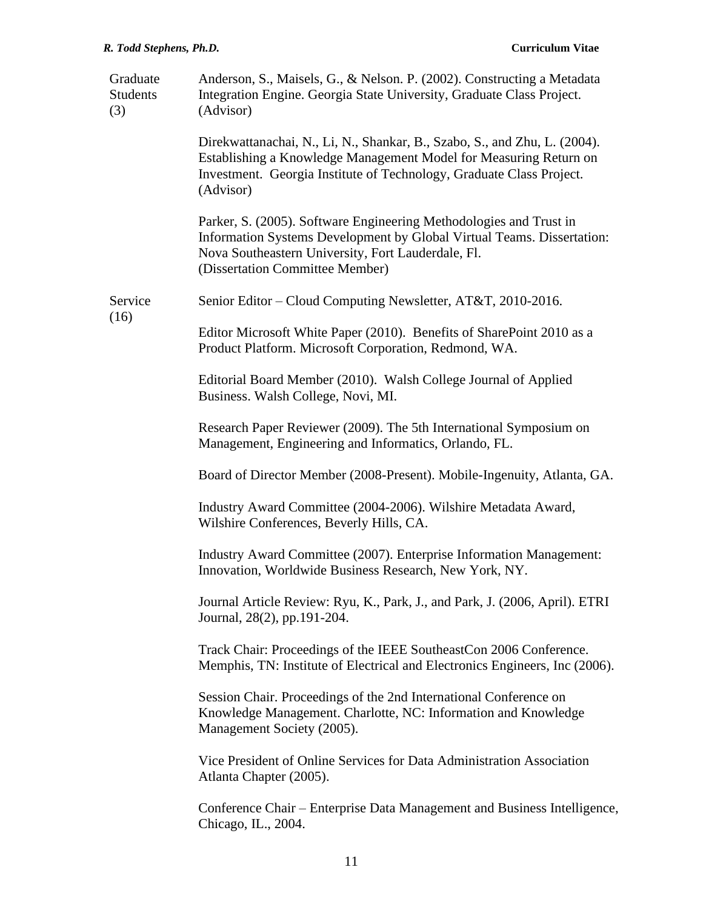**Graduate Students (3)**

Anderson, S., Maisels, G., & Nelson. P. (2002). Constructing a Metadata Integration Engine. Georgia State University, Graduate Class Project. (Advisor)

Direkwattanachai, N., Li, N., Shankar, B., Szabo, S., and Zhu, L. (2004). Establishing a Knowledge Management Model for Measuring Return on Investment. Georgia Institute of Technology, Graduate Class Project. (Advisor)

Parker, S. (2005). Software Engineering Methodologies and Trust in Information Systems Development by Global Virtual Teams. Dissertation: Nova Southeastern University, Fort Lauderdale, Fl. (Dissertation Committee Member)

**Service (16)**

Senior Editor – Cloud Computing Newsletter, AT&T, 2010-2016.

Editor Microsoft White Paper (2010). Benefits of SharePoint 2010 as a Product Platform. Microsoft Corporation, Redmond, WA.

Editorial Board Member (2010). Walsh College Journal of Applied Business. Walsh College, Novi, MI.

Research Paper Reviewer (2009). The 5th International Symposium on Management, Engineering and Informatics, Orlando, FL.

Board of Director Member (2008-Present). Mobile-Ingenuity, Atlanta, GA.

Industry Award Committee (2004-2006). Wilshire Metadata Award, Wilshire Conferences, Beverly Hills, CA.

Industry Award Committee (2007). Enterprise Information Management: Innovation, Worldwide Business Research, New York, NY.

Journal Article Review: Ryu, K., Park, J., and Park, J. (2006, April). ETRI Journal, 28(2), pp.191-204.

Track Chair: Proceedings of the IEEE SoutheastCon 2006 Conference. Memphis, TN: Institute of Electrical and Electronics Engineers, Inc (2006).

Session Chair. Proceedings of the 2nd International Conference on Knowledge Management. Charlotte, NC: Information and Knowledge Management Society (2005).

Vice President of Online Services for Data Administration Association Atlanta Chapter (2005).

Conference Chair – Enterprise Data Management and Business Intelligence, Chicago, IL., 2004.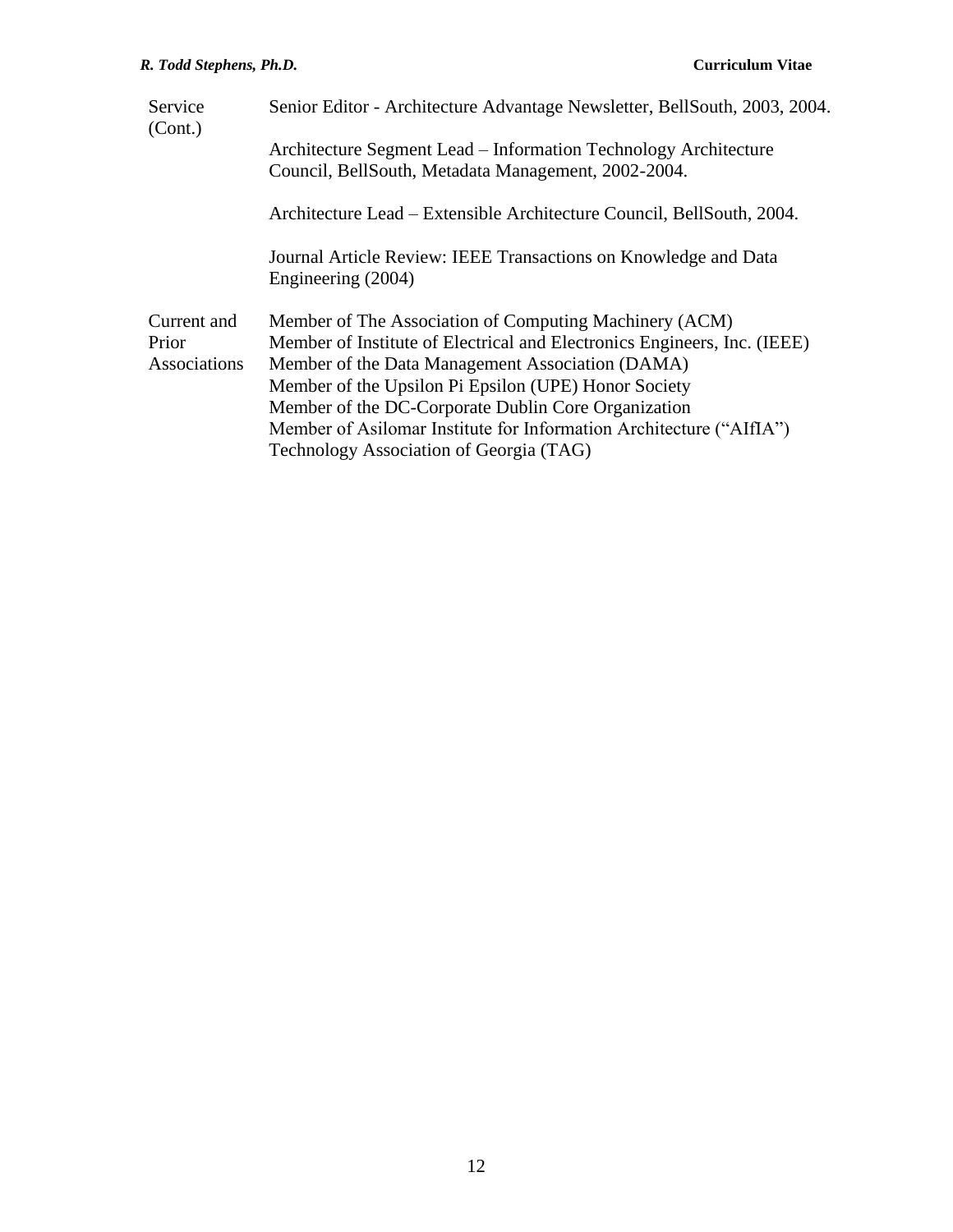| | |
|---|---|
| Service (Cont.) | Senior Editor - Architecture Advantage Newsletter, BellSouth, 2003, 2004.<br><br>Architecture Segment Lead – Information Technology Architecture Council, BellSouth, Metadata Management, 2002-2004.<br><br>Architecture Lead – Extensible Architecture Council, BellSouth, 2004.<br><br>Journal Article Review: IEEE Transactions on Knowledge and Data Engineering (2004) |
| Current and Prior Associations | Member of The Association of Computing Machinery (ACM)<br>Member of Institute of Electrical and Electronics Engineers, Inc. (IEEE)<br>Member of the Data Management Association (DAMA)<br>Member of the Upsilon Pi Epsilon (UPE) Honor Society<br>Member of the DC-Corporate Dublin Core Organization<br>Member of Asilomar Institute for Information Architecture ("AIfIA")<br>Technology Association of Georgia (TAG) |